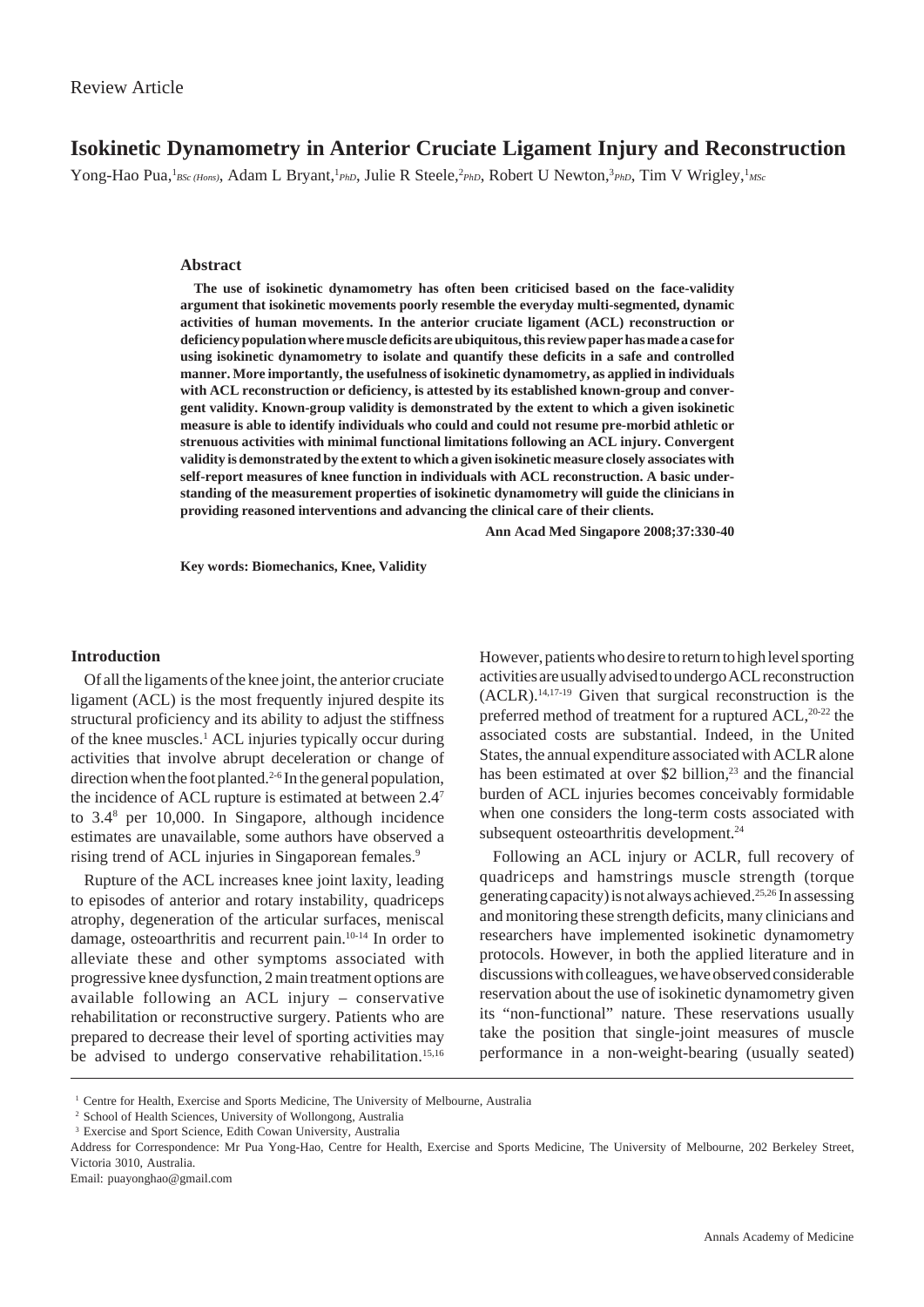Review Article

# Isokinetic Dynamometry in Anterior Cruciate Ligament Injury and Reconstruction

Yong-Hao Pua,[1] *BSc (Hons)*, Adam L Bryant,[1] *PhD*, Julie R Steele,[2] *PhD*, Robert U Newton,[3] *PhD*, Tim V Wrigley,[1] *MSc*

## Abstract

**The use of isokinetic dynamometry has often been criticised based on the face-validity argument that isokinetic movements poorly resemble the everyday multi-segmented, dynamic activities of human movements. In the anterior cruciate ligament (ACL) reconstruction or deficiency population where muscle deficits are ubiquitous, this review paper has made a case for using isokinetic dynamometry to isolate and quantify these deficits in a safe and controlled manner. More importantly, the usefulness of isokinetic dynamometry, as applied in individuals with ACL reconstruction or deficiency, is attested by its established known-group and convergent validity. Known-group validity is demonstrated by the extent to which a given isokinetic measure is able to identify individuals who could and could not resume pre-morbid athletic or strenuous activities with minimal functional limitations following an ACL injury. Convergent validity is demonstrated by the extent to which a given isokinetic measure closely associates with self-report measures of knee function in individuals with ACL reconstruction. A basic understanding of the measurement properties of isokinetic dynamometry will guide the clinicians in providing reasoned interventions and advancing the clinical care of their clients.**

**Ann Acad Med Singapore 2008;37:330-40**

**Key words: Biomechanics, Knee, Validity**

## Introduction

Of all the ligaments of the knee joint, the anterior cruciate ligament (ACL) is the most frequently injured despite its structural proficiency and its ability to adjust the stiffness of the knee muscles.[1] ACL injuries typically occur during activities that involve abrupt deceleration or change of direction when the foot planted.[2-6] In the general population, the incidence of ACL rupture is estimated at between 2.4[7] to 3.4[8] per 10,000. In Singapore, although incidence estimates are unavailable, some authors have observed a rising trend of ACL injuries in Singaporean females.[9]

Rupture of the ACL increases knee joint laxity, leading to episodes of anterior and rotary instability, quadriceps atrophy, degeneration of the articular surfaces, meniscal damage, osteoarthritis and recurrent pain.[10-14] In order to alleviate these and other symptoms associated with progressive knee dysfunction, 2 main treatment options are available following an ACL injury – conservative rehabilitation or reconstructive surgery. Patients who are prepared to decrease their level of sporting activities may be advised to undergo conservative rehabilitation.[15,16] However, patients who desire to return to high level sporting activities are usually advised to undergo ACL reconstruction (ACLR).[14,17-19] Given that surgical reconstruction is the preferred method of treatment for a ruptured ACL,[20-22] the associated costs are substantial. Indeed, in the United States, the annual expenditure associated with ACLR alone has been estimated at over $2 billion,[23] and the financial burden of ACL injuries becomes conceivably formidable when one considers the long-term costs associated with subsequent osteoarthritis development.[24]

Following an ACL injury or ACLR, full recovery of quadriceps and hamstrings muscle strength (torque generating capacity) is not always achieved.[25,26] In assessing and monitoring these strength deficits, many clinicians and researchers have implemented isokinetic dynamometry protocols. However, in both the applied literature and in discussions with colleagues, we have observed considerable reservation about the use of isokinetic dynamometry given its "non-functional" nature. These reservations usually take the position that single-joint measures of muscle performance in a non-weight-bearing (usually seated)

---

[1] Centre for Health, Exercise and Sports Medicine, The University of Melbourne, Australia

[2] School of Health Sciences, University of Wollongong, Australia

[3] Exercise and Sport Science, Edith Cowan University, Australia

Address for Correspondence: Mr Pua Yong-Hao, Centre for Health, Exercise and Sports Medicine, The University of Melbourne, 202 Berkeley Street, Victoria 3010, Australia.

Email: puayonghao@gmail.com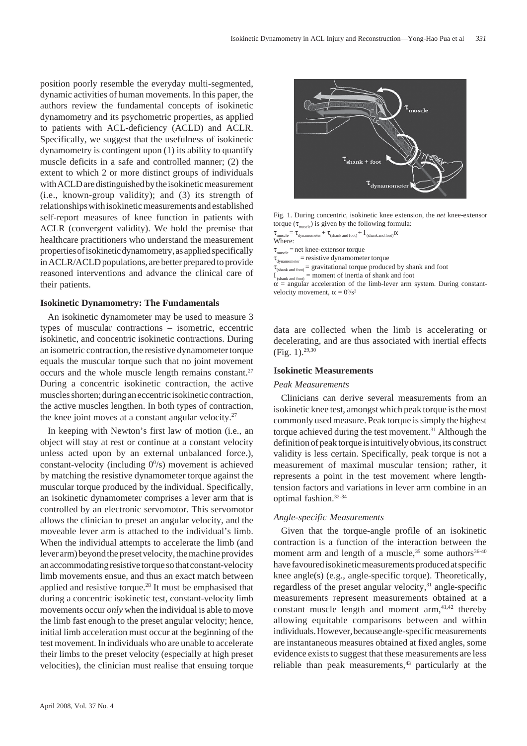position poorly resemble the everyday multi-segmented, dynamic activities of human movements. In this paper, the authors review the fundamental concepts of isokinetic dynamometry and its psychometric properties, as applied to patients with ACL-deficiency (ACLD) and ACLR. Specifically, we suggest that the usefulness of isokinetic dynamometry is contingent upon (1) its ability to quantify muscle deficits in a safe and controlled manner; (2) the extent to which 2 or more distinct groups of individuals with ACLD are distinguished by the isokinetic measurement (i.e., known-group validity); and (3) its strength of relationships with isokinetic measurements and established self-report measures of knee function in patients with ACLR (convergent validity). We hold the premise that healthcare practitioners who understand the measurement properties of isokinetic dynamometry, as applied specifically in ACLR/ACLD populations, are better prepared to provide reasoned interventions and advance the clinical care of their patients.

### Isokinetic Dynamometry: The Fundamentals

An isokinetic dynamometer may be used to measure 3 types of muscular contractions – isometric, eccentric isokinetic, and concentric isokinetic contractions. During an isometric contraction, the resistive dynamometer torque equals the muscular torque such that no joint movement occurs and the whole muscle length remains constant.[27] During a concentric isokinetic contraction, the active muscles shorten; during an eccentric isokinetic contraction, the active muscles lengthen. In both types of contraction, the knee joint moves at a constant angular velocity.[27]

In keeping with Newton's first law of motion (i.e., an object will stay at rest or continue at a constant velocity unless acted upon by an external unbalanced force.), constant-velocity (including $0^0/s$) movement is achieved by matching the resistive dynamometer torque against the muscular torque produced by the individual. Specifically, an isokinetic dynamometer comprises a lever arm that is controlled by an electronic servomotor. This servomotor allows the clinician to preset an angular velocity, and the moveable lever arm is attached to the individual's limb. When the individual attempts to accelerate the limb (and lever arm) beyond the preset velocity, the machine provides an accommodating resistive torque so that constant-velocity limb movements ensue, and thus an exact match between applied and resistive torque.[28] It must be emphasised that during a concentric isokinetic test, constant-velocity limb movements occur *only* when the individual is able to move the limb fast enough to the preset angular velocity; hence, initial limb acceleration must occur at the beginning of the test movement. In individuals who are unable to accelerate their limbs to the preset velocity (especially at high preset velocities), the clinician must realise that ensuing torque data are collected when the limb is accelerating or decelerating, and are thus associated with inertial effects (Fig. 1).[29,30]

Fig. 1. During concentric, isokinetic knee extension, the *net* knee-extensor torque ($\tau_{muscle}$) is given by the following formula:

$$\tau_{muscle} = \tau_{dynamometer} + \tau_{(shank\ and\ foot)} + I_{(shank\ and\ foot)}\alpha$$

Where:

$\tau_{muscle}$ = net knee-extensor torque
$\tau_{dynamometer}$ = resistive dynamometer torque
$\tau_{(shank\ and\ foot)}$ = gravitational torque produced by shank and foot
$I_{(shank\ and\ foot)}$ = moment of inertia of shank and foot
$\alpha$ = angular acceleration of the limb-lever arm system. During constant-velocity movement, $\alpha = 0^0/s^2$

### Isokinetic Measurements

#### *Peak Measurements*

Clinicians can derive several measurements from an isokinetic knee test, amongst which peak torque is the most commonly used measure. Peak torque is simply the highest torque achieved during the test movement.[31] Although the definition of peak torque is intuitively obvious, its construct validity is less certain. Specifically, peak torque is not a measurement of maximal muscular tension; rather, it represents a point in the test movement where length-tension factors and variations in lever arm combine in an optimal fashion.[32-34]

#### *Angle-specific Measurements*

Given that the torque-angle profile of an isokinetic contraction is a function of the interaction between the moment arm and length of a muscle,[35] some authors[36-40] have favoured isokinetic measurements produced at specific knee angle(s) (e.g., angle-specific torque). Theoretically, regardless of the preset angular velocity,[31] angle-specific measurements represent measurements obtained at a constant muscle length and moment arm,[41,42] thereby allowing equitable comparisons between and within individuals. However, because angle-specific measurements are instantaneous measures obtained at fixed angles, some evidence exists to suggest that these measurements are less reliable than peak measurements,[43] particularly at the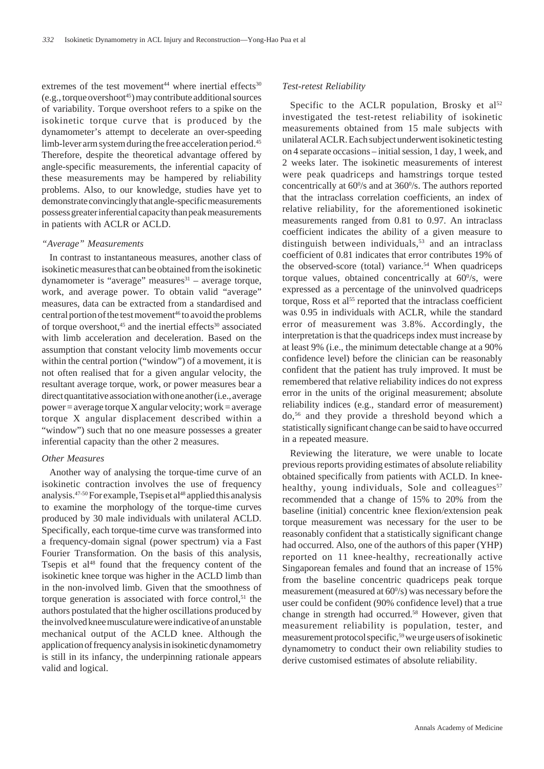extremes of the test movement[44] where inertial effects[30] (e.g., torque overshoot[45]) may contribute additional sources of variability. Torque overshoot refers to a spike on the isokinetic torque curve that is produced by the dynamometer's attempt to decelerate an over-speeding limb-lever arm system during the free acceleration period.[45] Therefore, despite the theoretical advantage offered by angle-specific measurements, the inferential capacity of these measurements may be hampered by reliability problems. Also, to our knowledge, studies have yet to demonstrate convincingly that angle-specific measurements possess greater inferential capacity than peak measurements in patients with ACLR or ACLD.

### *"Average" Measurements*

In contrast to instantaneous measures, another class of isokinetic measures that can be obtained from the isokinetic dynamometer is "average" measures[31] – average torque, work, and average power. To obtain valid "average" measures, data can be extracted from a standardised and central portion of the test movement[46] to avoid the problems of torque overshoot,[45] and the inertial effects[30] associated with limb acceleration and deceleration. Based on the assumption that constant velocity limb movements occur within the central portion ("window") of a movement, it is not often realised that for a given angular velocity, the resultant average torque, work, or power measures bear a direct quantitative association with one another (i.e., average power = average torque X angular velocity; work = average torque X angular displacement described within a "window") such that no one measure possesses a greater inferential capacity than the other 2 measures.

### *Other Measures*

Another way of analysing the torque-time curve of an isokinetic contraction involves the use of frequency analysis.[47-50] For example, Tsepis et al[48] applied this analysis to examine the morphology of the torque-time curves produced by 30 male individuals with unilateral ACLD. Specifically, each torque-time curve was transformed into a frequency-domain signal (power spectrum) via a Fast Fourier Transformation. On the basis of this analysis, Tsepis et al[48] found that the frequency content of the isokinetic knee torque was higher in the ACLD limb than in the non-involved limb. Given that the smoothness of torque generation is associated with force control,[51] the authors postulated that the higher oscillations produced by the involved knee musculature were indicative of an unstable mechanical output of the ACLD knee. Although the application of frequency analysis in isokinetic dynamometry is still in its infancy, the underpinning rationale appears valid and logical.

### *Test-retest Reliability*

Specific to the ACLR population, Brosky et al[52] investigated the test-retest reliability of isokinetic measurements obtained from 15 male subjects with unilateral ACLR. Each subject underwent isokinetic testing on 4 separate occasions – initial session, 1 day, 1 week, and 2 weeks later. The isokinetic measurements of interest were peak quadriceps and hamstrings torque tested concentrically at $60^0$/s and at $360^0$/s. The authors reported that the intraclass correlation coefficients, an index of relative reliability, for the aforementioned isokinetic measurements ranged from 0.81 to 0.97. An intraclass coefficient indicates the ability of a given measure to distinguish between individuals,[53] and an intraclass coefficient of 0.81 indicates that error contributes 19% of the observed-score (total) variance.[54] When quadriceps torque values, obtained concentrically at $60^0$/s, were expressed as a percentage of the uninvolved quadriceps torque, Ross et al[55] reported that the intraclass coefficient was 0.95 in individuals with ACLR, while the standard error of measurement was 3.8%. Accordingly, the interpretation is that the quadriceps index must increase by at least 9% (i.e., the minimum detectable change at a 90% confidence level) before the clinician can be reasonably confident that the patient has truly improved. It must be remembered that relative reliability indices do not express error in the units of the original measurement; absolute reliability indices (e.g., standard error of measurement) do,[56] and they provide a threshold beyond which a statistically significant change can be said to have occurred in a repeated measure.

Reviewing the literature, we were unable to locate previous reports providing estimates of absolute reliability obtained specifically from patients with ACLD. In knee-healthy, young individuals, Sole and colleagues[57] recommended that a change of 15% to 20% from the baseline (initial) concentric knee flexion/extension peak torque measurement was necessary for the user to be reasonably confident that a statistically significant change had occurred. Also, one of the authors of this paper (YHP) reported on 11 knee-healthy, recreationally active Singaporean females and found that an increase of 15% from the baseline concentric quadriceps peak torque measurement (measured at $60^0$/s) was necessary before the user could be confident (90% confidence level) that a true change in strength had occurred.[58] However, given that measurement reliability is population, tester, and measurement protocol specific,[59] we urge users of isokinetic dynamometry to conduct their own reliability studies to derive customised estimates of absolute reliability.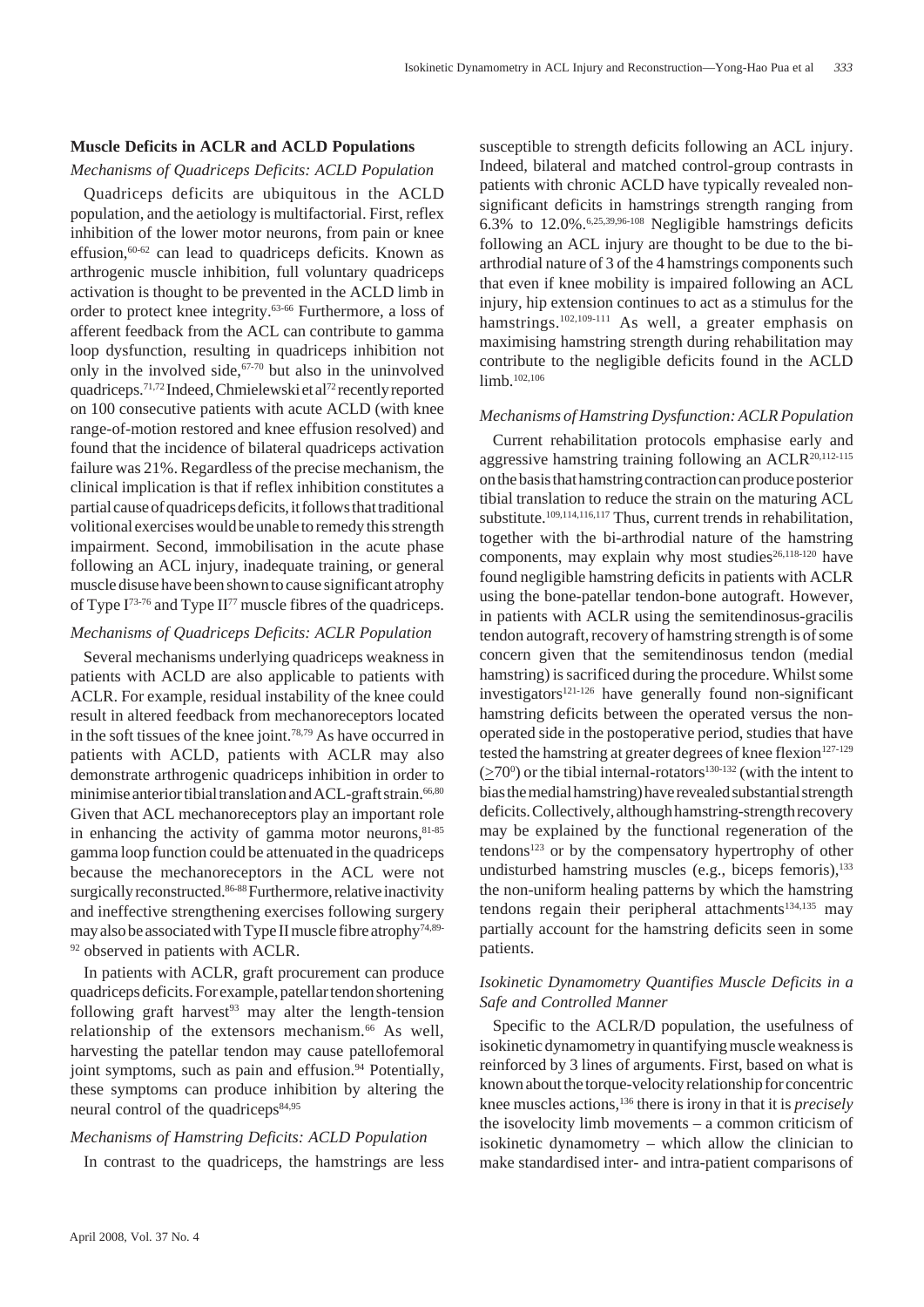## Muscle Deficits in ACLR and ACLD Populations

### *Mechanisms of Quadriceps Deficits: ACLD Population*

Quadriceps deficits are ubiquitous in the ACLD population, and the aetiology is multifactorial. First, reflex inhibition of the lower motor neurons, from pain or knee effusion,[60-62] can lead to quadriceps deficits. Known as arthrogenic muscle inhibition, full voluntary quadriceps activation is thought to be prevented in the ACLD limb in order to protect knee integrity.[63-66] Furthermore, a loss of afferent feedback from the ACL can contribute to gamma loop dysfunction, resulting in quadriceps inhibition not only in the involved side,[67-70] but also in the uninvolved quadriceps.[71,72] Indeed, Chmielewski et al[72] recently reported on 100 consecutive patients with acute ACLD (with knee range-of-motion restored and knee effusion resolved) and found that the incidence of bilateral quadriceps activation failure was 21%. Regardless of the precise mechanism, the clinical implication is that if reflex inhibition constitutes a partial cause of quadriceps deficits, it follows that traditional volitional exercises would be unable to remedy this strength impairment. Second, immobilisation in the acute phase following an ACL injury, inadequate training, or general muscle disuse have been shown to cause significant atrophy of Type I[73-76] and Type II[77] muscle fibres of the quadriceps.

### *Mechanisms of Quadriceps Deficits: ACLR Population*

Several mechanisms underlying quadriceps weakness in patients with ACLD are also applicable to patients with ACLR. For example, residual instability of the knee could result in altered feedback from mechanoreceptors located in the soft tissues of the knee joint.[78,79] As have occurred in patients with ACLD, patients with ACLR may also demonstrate arthrogenic quadriceps inhibition in order to minimise anterior tibial translation and ACL-graft strain.[66,80] Given that ACL mechanoreceptors play an important role in enhancing the activity of gamma motor neurons,[81-85] gamma loop function could be attenuated in the quadriceps because the mechanoreceptors in the ACL were not surgically reconstructed.[86-88] Furthermore, relative inactivity and ineffective strengthening exercises following surgery may also be associated with Type II muscle fibre atrophy[74,89-92] observed in patients with ACLR.

In patients with ACLR, graft procurement can produce quadriceps deficits. For example, patellar tendon shortening following graft harvest[93] may alter the length-tension relationship of the extensors mechanism.[66] As well, harvesting the patellar tendon may cause patellofemoral joint symptoms, such as pain and effusion.[94] Potentially, these symptoms can produce inhibition by altering the neural control of the quadriceps[84,95]

### *Mechanisms of Hamstring Deficits: ACLD Population*

In contrast to the quadriceps, the hamstrings are less susceptible to strength deficits following an ACL injury. Indeed, bilateral and matched control-group contrasts in patients with chronic ACLD have typically revealed non-significant deficits in hamstrings strength ranging from 6.3% to 12.0%.[6,25,39,96-108] Negligible hamstrings deficits following an ACL injury are thought to be due to the bi-arthrodial nature of 3 of the 4 hamstrings components such that even if knee mobility is impaired following an ACL injury, hip extension continues to act as a stimulus for the hamstrings.[102,109-111] As well, a greater emphasis on maximising hamstring strength during rehabilitation may contribute to the negligible deficits found in the ACLD limb.[102,106]

### *Mechanisms of Hamstring Dysfunction: ACLR Population*

Current rehabilitation protocols emphasise early and aggressive hamstring training following an ACLR[20,112-115] on the basis that hamstring contraction can produce posterior tibial translation to reduce the strain on the maturing ACL substitute.[109,114,116,117] Thus, current trends in rehabilitation, together with the bi-arthrodial nature of the hamstring components, may explain why most studies[26,118-120] have found negligible hamstring deficits in patients with ACLR using the bone-patellar tendon-bone autograft. However, in patients with ACLR using the semitendinosus-gracilis tendon autograft, recovery of hamstring strength is of some concern given that the semitendinosus tendon (medial hamstring) is sacrificed during the procedure. Whilst some investigators[121-126] have generally found non-significant hamstring deficits between the operated versus the non-operated side in the postoperative period, studies that have tested the hamstring at greater degrees of knee flexion[127-129] ($\geq 70^0$) or the tibial internal-rotators[130-132] (with the intent to bias the medial hamstring) have revealed substantial strength deficits. Collectively, although hamstring-strength recovery may be explained by the functional regeneration of the tendons[123] or by the compensatory hypertrophy of other undisturbed hamstring muscles (e.g., biceps femoris),[133] the non-uniform healing patterns by which the hamstring tendons regain their peripheral attachments[134,135] may partially account for the hamstring deficits seen in some patients.

### *Isokinetic Dynamometry Quantifies Muscle Deficits in a Safe and Controlled Manner*

Specific to the ACLR/D population, the usefulness of isokinetic dynamometry in quantifying muscle weakness is reinforced by 3 lines of arguments. First, based on what is known about the torque-velocity relationship for concentric knee muscles actions,[136] there is irony in that it is *precisely* the isovelocity limb movements – a common criticism of isokinetic dynamometry – which allow the clinician to make standardised inter- and intra-patient comparisons of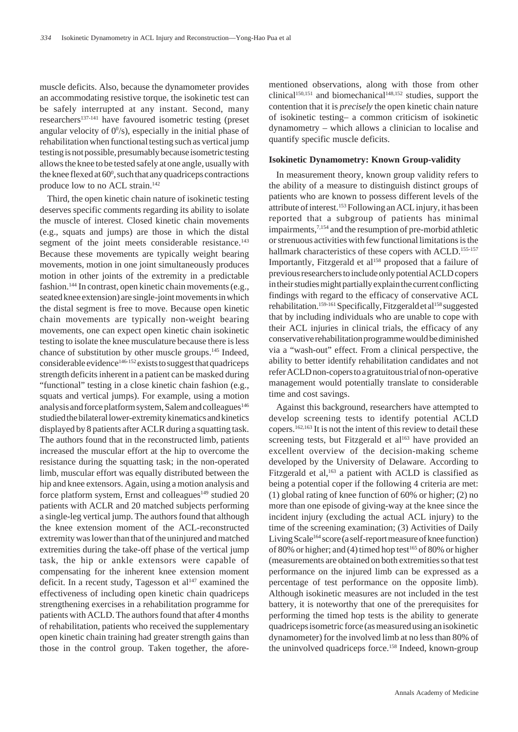muscle deficits. Also, because the dynamometer provides an accommodating resistive torque, the isokinetic test can be safely interrupted at any instant. Second, many researchers[137-141] have favoured isometric testing (preset angular velocity of $0^0$/s), especially in the initial phase of rehabilitation when functional testing such as vertical jump testing is not possible, presumably because isometric testing allows the knee to be tested safely at one angle, usually with the knee flexed at $60^0$, such that any quadriceps contractions produce low to no ACL strain.[142]

Third, the open kinetic chain nature of isokinetic testing deserves specific comments regarding its ability to isolate the muscle of interest. Closed kinetic chain movements (e.g., squats and jumps) are those in which the distal segment of the joint meets considerable resistance.[143] Because these movements are typically weight bearing movements, motion in one joint simultaneously produces motion in other joints of the extremity in a predictable fashion.[144] In contrast, open kinetic chain movements (e.g., seated knee extension) are single-joint movements in which the distal segment is free to move. Because open kinetic chain movements are typically non-weight bearing movements, one can expect open kinetic chain isokinetic testing to isolate the knee musculature because there is less chance of substitution by other muscle groups.[145] Indeed, considerable evidence[146-152] exists to suggest that quadriceps strength deficits inherent in a patient can be masked during "functional" testing in a close kinetic chain fashion (e.g., squats and vertical jumps). For example, using a motion analysis and force platform system, Salem and colleagues[146] studied the bilateral lower-extremity kinematics and kinetics displayed by 8 patients after ACLR during a squatting task. The authors found that in the reconstructed limb, patients increased the muscular effort at the hip to overcome the resistance during the squatting task; in the non-operated limb, muscular effort was equally distributed between the hip and knee extensors. Again, using a motion analysis and force platform system, Ernst and colleagues[149] studied 20 patients with ACLR and 20 matched subjects performing a single-leg vertical jump. The authors found that although the knee extension moment of the ACL-reconstructed extremity was lower than that of the uninjured and matched extremities during the take-off phase of the vertical jump task, the hip or ankle extensors were capable of compensating for the inherent knee extension moment deficit. In a recent study, Tagesson et al[147] examined the effectiveness of including open kinetic chain quadriceps strengthening exercises in a rehabilitation programme for patients with ACLD. The authors found that after 4 months of rehabilitation, patients who received the supplementary open kinetic chain training had greater strength gains than those in the control group. Taken together, the afore-mentioned observations, along with those from other clinical[150,151] and biomechanical[148,152] studies, support the contention that it is *precisely* the open kinetic chain nature of isokinetic testing– a common criticism of isokinetic dynamometry – which allows a clinician to localise and quantify specific muscle deficits.

### Isokinetic Dynamometry: Known Group-validity

In measurement theory, known group validity refers to the ability of a measure to distinguish distinct groups of patients who are known to possess different levels of the attribute of interest.[153] Following an ACL injury, it has been reported that a subgroup of patients has minimal impairments,[7,154] and the resumption of pre-morbid athletic or strenuous activities with few functional limitations is the hallmark characteristics of these copers with ACLD.[155-157] Importantly, Fitzgerald et al[158] proposed that a failure of previous researchers to include only potential ACLD copers in their studies might partially explain the current conflicting findings with regard to the efficacy of conservative ACL rehabilitation.[159-161] Specifically, Fitzgerald et al[158] suggested that by including individuals who are unable to cope with their ACL injuries in clinical trials, the efficacy of any conservative rehabilitation programme would be diminished via a "wash-out" effect. From a clinical perspective, the ability to better identify rehabilitation candidates and not refer ACLD non-copers to a gratuitous trial of non-operative management would potentially translate to considerable time and cost savings.

Against this background, researchers have attempted to develop screening tests to identify potential ACLD copers.[162,163] It is not the intent of this review to detail these screening tests, but Fitzgerald et al[163] have provided an excellent overview of the decision-making scheme developed by the University of Delaware. According to Fitzgerald et al,[163] a patient with ACLD is classified as being a potential coper if the following 4 criteria are met: (1) global rating of knee function of 60% or higher; (2) no more than one episode of giving-way at the knee since the incident injury (excluding the actual ACL injury) to the time of the screening examination; (3) Activities of Daily Living Scale[164] score (a self-report measure of knee function) of 80% or higher; and (4) timed hop test[165] of 80% or higher (measurements are obtained on both extremities so that test performance on the injured limb can be expressed as a percentage of test performance on the opposite limb). Although isokinetic measures are not included in the test battery, it is noteworthy that one of the prerequisites for performing the timed hop tests is the ability to generate quadriceps isometric force (as measured using an isokinetic dynamometer) for the involved limb at no less than 80% of the uninvolved quadriceps force.[158] Indeed, known-group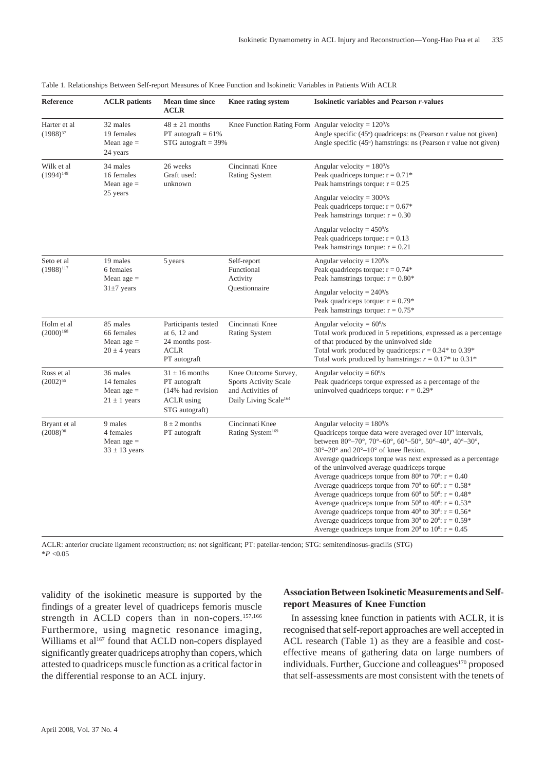Table 1. Relationships Between Self-report Measures of Knee Function and Isokinetic Variables in Patients With ACLR

| Reference | ACLR patients | Mean time since ACLR | Knee rating system | Isokinetic variables and Pearson *r*-values |
|---|---|---|---|---|
| Harter et al (1988)[37] | 32 males<br>19 females<br>Mean age = 24 years | 48 ± 21 months<br>PT autograft = 61%<br>STG autograft = 39% | Knee Function Rating Form | Angular velocity = 120°/s<br>Angle specific (45°) quadriceps: ns (Pearson r value not given)<br>Angle specific (45°) hamstrings: ns (Pearson r value not given) |
| Wilk et al (1994)[148] | 34 males<br>16 females<br>Mean age = 25 years | 26 weeks<br>Graft used: unknown | Cincinnati Knee Rating System | Angular velocity = 180°/s<br>Peak quadriceps torque: r = 0.71*<br>Peak hamstrings torque: r = 0.25<br><br>Angular velocity = 300°/s<br>Peak quadriceps torque: r = 0.67*<br>Peak hamstrings torque: r = 0.30<br><br>Angular velocity = 450°/s<br>Peak quadriceps torque: r = 0.13<br>Peak hamstrings torque: r = 0.21 |
| Seto et al (1988)[117] | 19 males<br>6 females<br>Mean age = 31±7 years | 5 years | Self-report Functional Activity Questionnaire | Angular velocity = 120°/s<br>Peak quadriceps torque: r = 0.74*<br>Peak hamstrings torque: r = 0.80*<br><br>Angular velocity = 240°/s<br>Peak quadriceps torque: r = 0.79*<br>Peak hamstrings torque: r = 0.75* |
| Holm et al (2000)[168] | 85 males<br>66 females<br>Mean age = 20 ± 4 years | Participants tested at 6, 12 and 24 months post-ACLR<br>PT autograft | Cincinnati Knee Rating System | Angular velocity = 60°/s<br>Total work produced in 5 repetitions, expressed as a percentage of that produced by the uninvolved side<br>Total work produced by quadriceps: *r* = 0.34* to 0.39*<br>Total work produced by hamstrings: *r* = 0.17* to 0.31* |
| Ross et al (2002)[55] | 36 males<br>14 females<br>Mean age = 21 ± 1 years | 31 ± 16 months<br>PT autograft (14% had revision ACLR using STG autograft) | Knee Outcome Survey, Sports Activity Scale and Activities of Daily Living Scale[164] | Angular velocity = 60°/s<br>Peak quadriceps torque expressed as a percentage of the uninvolved quadriceps torque: *r* = 0.29* |
| Bryant et al (2008)[90] | 9 males<br>4 females<br>Mean age = 33 ± 13 years | 8 ± 2 months<br>PT autograft | Cincinnati Knee Rating System[169] | Angular velocity = 180°/s<br>Quadriceps torque data were averaged over 10° intervals, between 80°–70°, 70°–60°, 50°–50°, 50°–40°, 40°–30°, 30°–20° and 20°–10° of knee flexion.<br>Average quadriceps torque was next expressed as a percentage of the uninvolved average quadriceps torque<br>Average quadriceps torque from 80° to 70°: r = 0.40<br>Average quadriceps torque from 70° to 60°: r = 0.58*<br>Average quadriceps torque from 60° to 50°: r = 0.48*<br>Average quadriceps torque from 50° to 40°: r = 0.53*<br>Average quadriceps torque from 40° to 30°: r = 0.56*<br>Average quadriceps torque from 30° to 20°: r = 0.59*<br>Average quadriceps torque from 20° to 10°: r = 0.45 |

ACLR: anterior cruciate ligament reconstruction; ns: not significant; PT: patellar-tendon; STG: semitendinosus-gracilis (STG)
\**P* <0.05

validity of the isokinetic measure is supported by the findings of a greater level of quadriceps femoris muscle strength in ACLD copers than in non-copers.[157,166] Furthermore, using magnetic resonance imaging, Williams et al[167] found that ACLD non-copers displayed significantly greater quadriceps atrophy than copers, which attested to quadriceps muscle function as a critical factor in the differential response to an ACL injury.

## Association Between Isokinetic Measurements and Self-report Measures of Knee Function

In assessing knee function in patients with ACLR, it is recognised that self-report approaches are well accepted in ACL research (Table 1) as they are a feasible and cost-effective means of gathering data on large numbers of individuals. Further, Guccione and colleagues[170] proposed that self-assessments are most consistent with the tenets of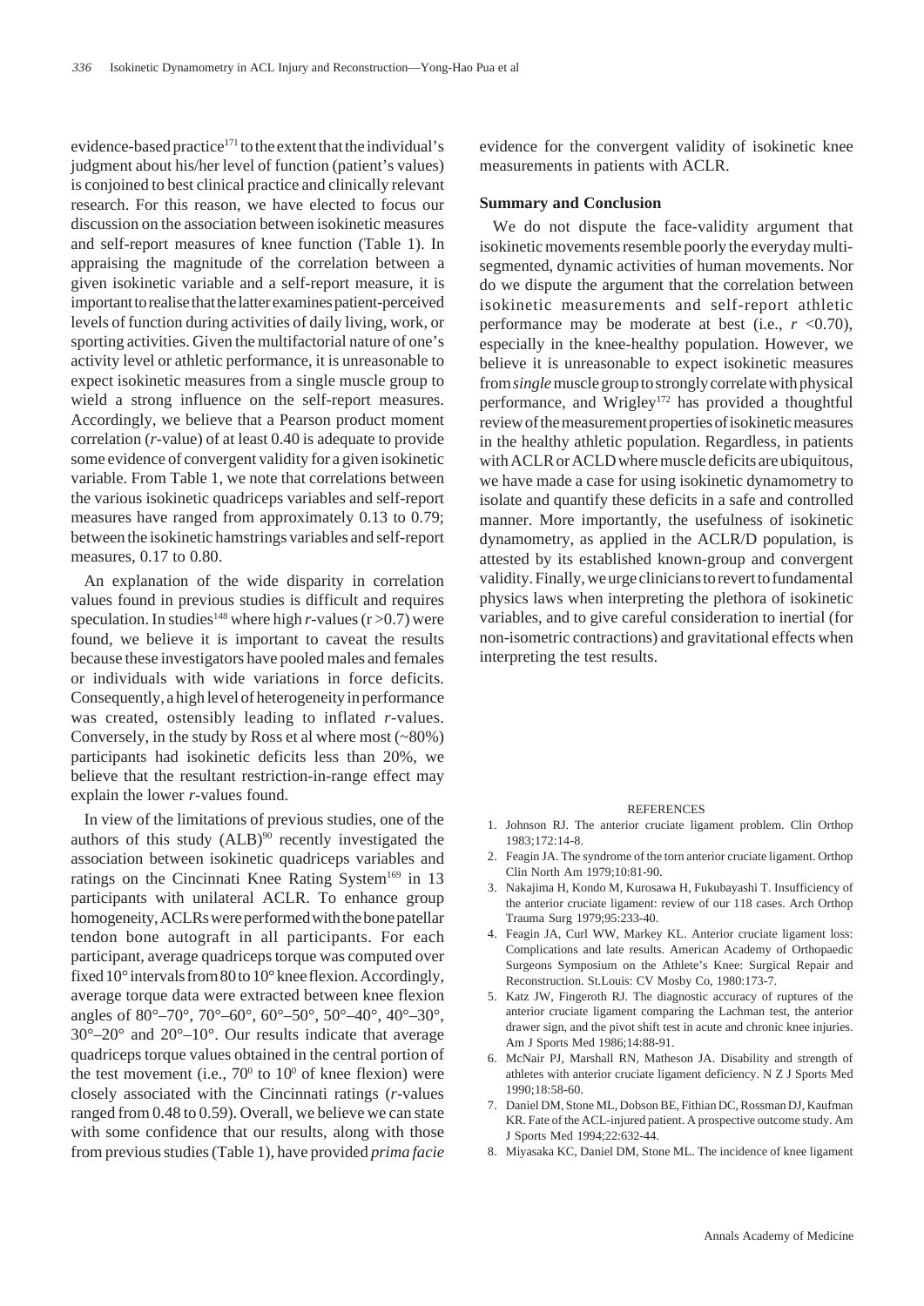evidence-based practice[171] to the extent that the individual's judgment about his/her level of function (patient's values) is conjoined to best clinical practice and clinically relevant research. For this reason, we have elected to focus our discussion on the association between isokinetic measures and self-report measures of knee function (Table 1). In appraising the magnitude of the correlation between a given isokinetic variable and a self-report measure, it is important to realise that the latter examines patient-perceived levels of function during activities of daily living, work, or sporting activities. Given the multifactorial nature of one's activity level or athletic performance, it is unreasonable to expect isokinetic measures from a single muscle group to wield a strong influence on the self-report measures. Accordingly, we believe that a Pearson product moment correlation (*r*-value) of at least 0.40 is adequate to provide some evidence of convergent validity for a given isokinetic variable. From Table 1, we note that correlations between the various isokinetic quadriceps variables and self-report measures have ranged from approximately 0.13 to 0.79; between the isokinetic hamstrings variables and self-report measures, 0.17 to 0.80.

An explanation of the wide disparity in correlation values found in previous studies is difficult and requires speculation. In studies[148] where high *r*-values ($r > 0.7$) were found, we believe it is important to caveat the results because these investigators have pooled males and females or individuals with wide variations in force deficits. Consequently, a high level of heterogeneity in performance was created, ostensibly leading to inflated *r*-values. Conversely, in the study by Ross et al where most (~80%) participants had isokinetic deficits less than 20%, we believe that the resultant restriction-in-range effect may explain the lower *r*-values found.

In view of the limitations of previous studies, one of the authors of this study (ALB)[90] recently investigated the association between isokinetic quadriceps variables and ratings on the Cincinnati Knee Rating System[169] in 13 participants with unilateral ACLR. To enhance group homogeneity, ACLRs were performed with the bone patellar tendon bone autograft in all participants. For each participant, average quadriceps torque was computed over fixed 10° intervals from 80 to 10° knee flexion. Accordingly, average torque data were extracted between knee flexion angles of 80°–70°, 70°–60°, 60°–50°, 50°–40°, 40°–30°, 30°–20° and 20°–10°. Our results indicate that average quadriceps torque values obtained in the central portion of the test movement (i.e., $70^0$ to $10^0$ of knee flexion) were closely associated with the Cincinnati ratings (*r*-values ranged from 0.48 to 0.59). Overall, we believe we can state with some confidence that our results, along with those from previous studies (Table 1), have provided *prima facie* evidence for the convergent validity of isokinetic knee measurements in patients with ACLR.

## Summary and Conclusion

We do not dispute the face-validity argument that isokinetic movements resemble poorly the everyday multi-segmented, dynamic activities of human movements. Nor do we dispute the argument that the correlation between isokinetic measurements and self-report athletic performance may be moderate at best (i.e., $r < 0.70$), especially in the knee-healthy population. However, we believe it is unreasonable to expect isokinetic measures from *single* muscle group to strongly correlate with physical performance, and Wrigley[172] has provided a thoughtful review of the measurement properties of isokinetic measures in the healthy athletic population. Regardless, in patients with ACLR or ACLD where muscle deficits are ubiquitous, we have made a case for using isokinetic dynamometry to isolate and quantify these deficits in a safe and controlled manner. More importantly, the usefulness of isokinetic dynamometry, as applied in the ACLR/D population, is attested by its established known-group and convergent validity. Finally, we urge clinicians to revert to fundamental physics laws when interpreting the plethora of isokinetic variables, and to give careful consideration to inertial (for non-isometric contractions) and gravitational effects when interpreting the test results.

REFERENCES

1. Johnson RJ. The anterior cruciate ligament problem. Clin Orthop 1983;172:14-8.
2. Feagin JA. The syndrome of the torn anterior cruciate ligament. Orthop Clin North Am 1979;10:81-90.
3. Nakajima H, Kondo M, Kurosawa H, Fukubayashi T. Insufficiency of the anterior cruciate ligament: review of our 118 cases. Arch Orthop Trauma Surg 1979;95:233-40.
4. Feagin JA, Curl WW, Markey KL. Anterior cruciate ligament loss: Complications and late results. American Academy of Orthopaedic Surgeons Symposium on the Athlete's Knee: Surgical Repair and Reconstruction. St.Louis: CV Mosby Co, 1980:173-7.
5. Katz JW, Fingeroth RJ. The diagnostic accuracy of ruptures of the anterior cruciate ligament comparing the Lachman test, the anterior drawer sign, and the pivot shift test in acute and chronic knee injuries. Am J Sports Med 1986;14:88-91.
6. McNair PJ, Marshall RN, Matheson JA. Disability and strength of athletes with anterior cruciate ligament deficiency. N Z J Sports Med 1990;18:58-60.
7. Daniel DM, Stone ML, Dobson BE, Fithian DC, Rossman DJ, Kaufman KR. Fate of the ACL-injured patient. A prospective outcome study. Am J Sports Med 1994;22:632-44.
8. Miyasaka KC, Daniel DM, Stone ML. The incidence of knee ligament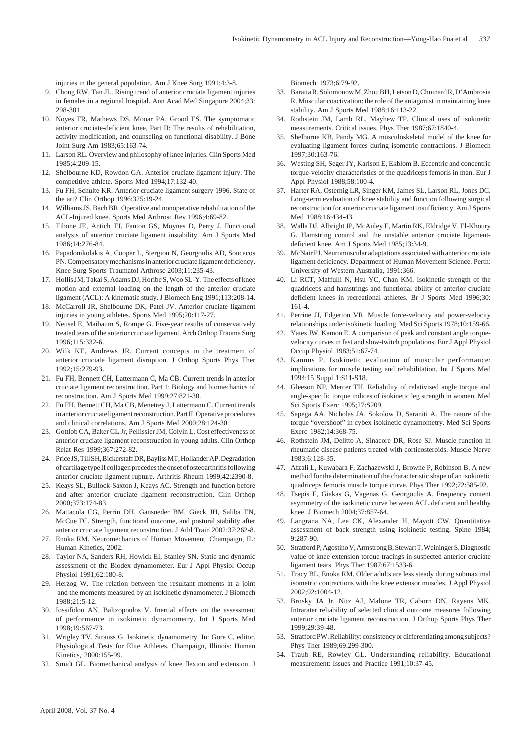injuries in the general population. Am J Knee Surg 1991;4:3-8.

9. Chong RW, Tan JL. Rising trend of anterior cruciate ligament injuries in females in a regional hospital. Ann Acad Med Singapore 2004;33: 298-301.
10. Noyes FR, Mathews DS, Mooar PA, Grood ES. The symptomatic anterior cruciate-deficient knee, Part II: The results of rehabilitation, activity modification, and counseling on functional disability. J Bone Joint Surg Am 1983;65:163-74.
11. Larson RL. Overview and philosophy of knee injuries. Clin Sports Med 1985;4:209-15.
12. Shelbourne KD, Rowdon GA. Anterior cruciate ligament injury. The competitive athlete. Sports Med 1994;17:132-40.
13. Fu FH, Schulte KR. Anterior cruciate ligament surgery 1996. State of the art? Clin Orthop 1996;325:19-24.
14. Williams JS, Bach BR. Operative and nonoperative rehabilitation of the ACL-Injured knee. Sports Med Arthrosc Rev 1996;4:69-82.
15. Tibone JE, Antich TJ, Fanton GS, Moynes D, Perry J. Functional analysis of anterior cruciate ligament instability. Am J Sports Med 1986;14:276-84.
16. Papadonikolakis A, Cooper L, Stergiou N, Georgoulis AD, Soucacos PN. Compensatory mechanisms in anterior cruciate ligament deficiency. Knee Surg Sports Traumatol Arthrosc 2003;11:235-43.
17. Hollis JM, Takai S, Adams DJ, Horibe S, Woo SL-Y. The effects of knee motion and external loading on the length of the anterior cruciate ligament (ACL): A kinematic study. J Biomech Eng 1991;113:208-14.
18. McCarroll JR, Shelbourne DK, Patel JV. Anterior cruciate ligament injuries in young athletes. Sports Med 1995;20:117-27.
19. Neusel E, Maibaum S, Rompe G. Five-year results of conservatively treated tears of the anterior cruciate ligament. Arch Orthop Trauma Surg 1996;115:332-6.
20. Wilk KE, Andrews JR. Current concepts in the treatment of anterior cruciate ligament disruption. J Orthop Sports Phys Ther 1992;15:279-93.
21. Fu FH, Bennett CH, Lattermann C, Ma CB. Current trends in anterior cruciate ligament reconstruction. Part 1: Biology and biomechanics of reconstruction. Am J Sports Med 1999;27:821-30.
22. Fu FH, Bennett CH, Ma CB, Menetrey J, Lattermann C. Current trends in anterior cruciate ligament reconstruction. Part II. Operative procedures and clinical correlations. Am J Sports Med 2000;28:124-30.
23. Gottlob CA, Baker CL Jr, Pellissier JM, Colvin L. Cost effectiveness of anterior cruciate ligament reconstruction in young adults. Clin Orthop Relat Res 1999;367:272-82.
24. Price JS, Till SH, Bickerstaff DR, Bayliss MT, Hollander AP. Degradation of cartilage type II collagen precedes the onset of osteoarthritis following anterior cruciate ligament rupture. Arthritis Rheum 1999;42:2390-8.
25. Keays SL, Bullock-Saxton J, Keays AC. Strength and function before and after anterior cruciate ligament reconstruction. Clin Orthop 2000;373:174-83.
26. Mattacola CG, Perrin DH, Gansneder BM, Gieck JH, Saliba EN, McCue FC. Strength, functional outcome, and postural stability after anterior cruciate ligament reconstruction. J Athl Train 2002;37:262-8.
27. Enoka RM. Neuromechanics of Human Movement. Champaign, IL: Human Kinetics, 2002.
28. Taylor NA, Sanders RH, Howick EI, Stanley SN. Static and dynamic assessment of the Biodex dynamometer. Eur J Appl Physiol Occup Physiol 1991;62:180-8.
29. Herzog W. The relation between the resultant moments at a joint and the moments measured by an isokinetic dynamometer. J Biomech 1988;21:5-12.
30. Iossifidou AN, Baltzopoulos V. Inertial effects on the assessment of performance in isokinetic dynamometry. Int J Sports Med 1998;19:567-73.
31. Wrigley TV, Strauss G. Isokinetic dynamometry. In: Gore C, editor. Physiological Tests for Elite Athletes. Champaign, Illinois: Human Kinetics, 2000:155-99.
32. Smidt GL. Biomechanical analysis of knee flexion and extension. J Biomech 1973;6:79-92.
33. Baratta R, Solomonow M, Zhou BH, Letson D, Chuinard R, D'Ambrosia R. Muscular coactivation: the role of the antagonist in maintaining knee stability. Am J Sports Med 1988;16:113-22.
34. Rothstein JM, Lamb RL, Mayhew TP. Clinical uses of isokinetic measurements. Critical issues. Phys Ther 1987;67:1840-4.
35. Shelburne KB, Pandy MG. A musculoskeletal model of the knee for evaluating ligament forces during isometric contractions. J Biomech 1997;30:163-76.
36. Westing SH, Seger JY, Karlson E, Ekblom B. Eccentric and concentric torque-velocity characteristics of the quadriceps femoris in man. Eur J Appl Physiol 1988;58:100-4.
37. Harter RA, Osternig LR, Singer KM, James SL, Larson RL, Jones DC. Long-term evaluation of knee stability and function following surgical reconstruction for anterior cruciate ligament insufficiency. Am J Sports Med 1988;16:434-43.
38. Walla DJ, Albright JP, McAuley E, Martin RK, Eldridge V, El-Khoury G. Hamstring control and the unstable anterior cruciate ligament-deficient knee. Am J Sports Med 1985;13:34-9.
39. McNair PJ. Neuromuscular adaptations associated with anterior cruciate ligament deficiency. Department of Human Movement Science. Perth: University of Western Australia, 1991:366.
40. Li RCT, Maffulli N, Hsu YC, Chan KM. Isokinetic strength of the quadriceps and hamstrings and functional ability of anterior cruciate deficient knees in recreational athletes. Br J Sports Med 1996;30: 161-4.
41. Perrine JJ, Edgerton VR. Muscle force-velocity and power-velocity relationships under isokinetic loading. Med Sci Sports 1978;10:159-66.
42. Yates JW, Kamon E. A comparison of peak and constant angle torque-velocity curves in fast and slow-twitch populations. Eur J Appl Physiol Occup Physiol 1983;51:67-74.
43. Kannus P. Isokinetic evaluation of muscular performance: implications for muscle testing and rehabilitation. Int J Sports Med 1994;15 Suppl 1:S11-S18.
44. Gleeson NP, Mercer TH. Reliability of relativised angle torque and angle-specific torque indices of isokinetic leg strength in women. Med Sci Sports Exerc 1995;27:S209.
45. Sapega AA, Nicholas JA, Sokolow D, Saraniti A. The nature of the torque "overshoot" in cybex isokinetic dynamometry. Med Sci Sports Exerc 1982;14:368-75.
46. Rothstein JM, Delitto A, Sinacore DR, Rose SJ. Muscle function in rheumatic disease patients treated with corticosteroids. Muscle Nerve 1983;6:128-35.
47. Afzali L, Kuwabara F, Zachazewski J, Browne P, Robinson B. A new method for the determination of the characteristic shape of an isokinetic quadriceps femoris muscle torque curve. Phys Ther 1992;72:585-92.
48. Tsepis E, Giakas G, Vagenas G, Georgoulis A. Frequency content asymmetry of the isokinetic curve between ACL deficient and healthy knee. J Biomech 2004;37:857-64.
49. Langrana NA, Lee CK, Alexander H, Mayott CW. Quantitative assessment of back strength using isokinetic testing. Spine 1984; 9:287-90.
50. Stratford P, Agostino V, Armstrong B, Stewart T, Weininger S. Diagnostic value of knee extension torque tracings in suspected anterior cruciate ligament tears. Phys Ther 1987;67:1533-6.
51. Tracy BL, Enoka RM. Older adults are less steady during submaximal isometric contractions with the knee extensor muscles. J Appl Physiol 2002;92:1004-12.
52. Brosky JA Jr, Nitz AJ, Malone TR, Caborn DN, Rayens MK. Intrarater reliability of selected clinical outcome measures following anterior cruciate ligament reconstruction. J Orthop Sports Phys Ther 1999;29:39-48.
53. Stratford PW. Reliability: consistency or differentiating among subjects? Phys Ther 1989;69:299-300.
54. Traub RE, Rowley GL. Understanding reliability. Educational measurement: Issues and Practice 1991;10:37-45.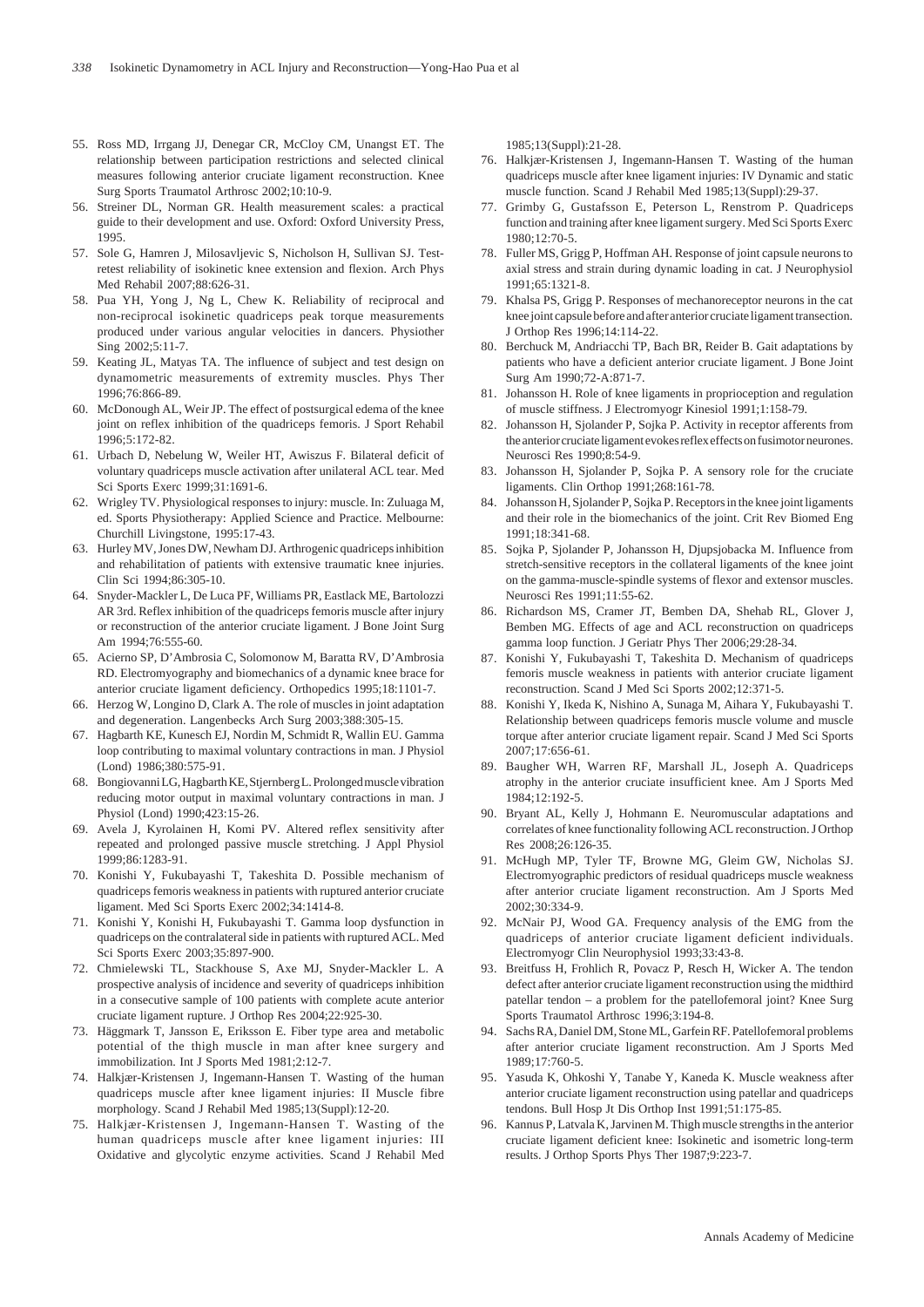55. Ross MD, Irrgang JJ, Denegar CR, McCloy CM, Unangst ET. The relationship between participation restrictions and selected clinical measures following anterior cruciate ligament reconstruction. Knee Surg Sports Traumatol Arthrosc 2002;10:10-9.
56. Streiner DL, Norman GR. Health measurement scales: a practical guide to their development and use. Oxford: Oxford University Press, 1995.
57. Sole G, Hamren J, Milosavljevic S, Nicholson H, Sullivan SJ. Test-retest reliability of isokinetic knee extension and flexion. Arch Phys Med Rehabil 2007;88:626-31.
58. Pua YH, Yong J, Ng L, Chew K. Reliability of reciprocal and non-reciprocal isokinetic quadriceps peak torque measurements produced under various angular velocities in dancers. Physiother Sing 2002;5:11-7.
59. Keating JL, Matyas TA. The influence of subject and test design on dynamometric measurements of extremity muscles. Phys Ther 1996;76:866-89.
60. McDonough AL, Weir JP. The effect of postsurgical edema of the knee joint on reflex inhibition of the quadriceps femoris. J Sport Rehabil 1996;5:172-82.
61. Urbach D, Nebelung W, Weiler HT, Awiszus F. Bilateral deficit of voluntary quadriceps muscle activation after unilateral ACL tear. Med Sci Sports Exerc 1999;31:1691-6.
62. Wrigley TV. Physiological responses to injury: muscle. In: Zuluaga M, ed. Sports Physiotherapy: Applied Science and Practice. Melbourne: Churchill Livingstone, 1995:17-43.
63. Hurley MV, Jones DW, Newham DJ. Arthrogenic quadriceps inhibition and rehabilitation of patients with extensive traumatic knee injuries. Clin Sci 1994;86:305-10.
64. Snyder-Mackler L, De Luca PF, Williams PR, Eastlack ME, Bartolozzi AR 3rd. Reflex inhibition of the quadriceps femoris muscle after injury or reconstruction of the anterior cruciate ligament. J Bone Joint Surg Am 1994;76:555-60.
65. Acierno SP, D'Ambrosia C, Solomonow M, Baratta RV, D'Ambrosia RD. Electromyography and biomechanics of a dynamic knee brace for anterior cruciate ligament deficiency. Orthopedics 1995;18:1101-7.
66. Herzog W, Longino D, Clark A. The role of muscles in joint adaptation and degeneration. Langenbecks Arch Surg 2003;388:305-15.
67. Hagbarth KE, Kunesch EJ, Nordin M, Schmidt R, Wallin EU. Gamma loop contributing to maximal voluntary contractions in man. J Physiol (Lond) 1986;380:575-91.
68. Bongiovanni LG, Hagbarth KE, Stjernberg L. Prolonged muscle vibration reducing motor output in maximal voluntary contractions in man. J Physiol (Lond) 1990;423:15-26.
69. Avela J, Kyrolainen H, Komi PV. Altered reflex sensitivity after repeated and prolonged passive muscle stretching. J Appl Physiol 1999;86:1283-91.
70. Konishi Y, Fukubayashi T, Takeshita D. Possible mechanism of quadriceps femoris weakness in patients with ruptured anterior cruciate ligament. Med Sci Sports Exerc 2002;34:1414-8.
71. Konishi Y, Konishi H, Fukubayashi T. Gamma loop dysfunction in quadriceps on the contralateral side in patients with ruptured ACL. Med Sci Sports Exerc 2003;35:897-900.
72. Chmielewski TL, Stackhouse S, Axe MJ, Snyder-Mackler L. A prospective analysis of incidence and severity of quadriceps inhibition in a consecutive sample of 100 patients with complete acute anterior cruciate ligament rupture. J Orthop Res 2004;22:925-30.
73. Häggmark T, Jansson E, Eriksson E. Fiber type area and metabolic potential of the thigh muscle in man after knee surgery and immobilization. Int J Sports Med 1981;2:12-7.
74. Halkjær-Kristensen J, Ingemann-Hansen T. Wasting of the human quadriceps muscle after knee ligament injuries: II Muscle fibre morphology. Scand J Rehabil Med 1985;13(Suppl):12-20.
75. Halkjær-Kristensen J, Ingemann-Hansen T. Wasting of the human quadriceps muscle after knee ligament injuries: III Oxidative and glycolytic enzyme activities. Scand J Rehabil Med 1985;13(Suppl):21-28.
76. Halkjær-Kristensen J, Ingemann-Hansen T. Wasting of the human quadriceps muscle after knee ligament injuries: IV Dynamic and static muscle function. Scand J Rehabil Med 1985;13(Suppl):29-37.
77. Grimby G, Gustafsson E, Peterson L, Renstrom P. Quadriceps function and training after knee ligament surgery. Med Sci Sports Exerc 1980;12:70-5.
78. Fuller MS, Grigg P, Hoffman AH. Response of joint capsule neurons to axial stress and strain during dynamic loading in cat. J Neurophysiol 1991;65:1321-8.
79. Khalsa PS, Grigg P. Responses of mechanoreceptor neurons in the cat knee joint capsule before and after anterior cruciate ligament transection. J Orthop Res 1996;14:114-22.
80. Berchuck M, Andriacchi TP, Bach BR, Reider B. Gait adaptations by patients who have a deficient anterior cruciate ligament. J Bone Joint Surg Am 1990;72-A:871-7.
81. Johansson H. Role of knee ligaments in proprioception and regulation of muscle stiffness. J Electromyogr Kinesiol 1991;1:158-79.
82. Johansson H, Sjolander P, Sojka P. Activity in receptor afferents from the anterior cruciate ligament evokes reflex effects on fusimotor neurones. Neurosci Res 1990;8:54-9.
83. Johansson H, Sjolander P, Sojka P. A sensory role for the cruciate ligaments. Clin Orthop 1991;268:161-78.
84. Johansson H, Sjolander P, Sojka P. Receptors in the knee joint ligaments and their role in the biomechanics of the joint. Crit Rev Biomed Eng 1991;18:341-68.
85. Sojka P, Sjolander P, Johansson H, Djupsjobacka M. Influence from stretch-sensitive receptors in the collateral ligaments of the knee joint on the gamma-muscle-spindle systems of flexor and extensor muscles. Neurosci Res 1991;11:55-62.
86. Richardson MS, Cramer JT, Bemben DA, Shehab RL, Glover J, Bemben MG. Effects of age and ACL reconstruction on quadriceps gamma loop function. J Geriatr Phys Ther 2006;29:28-34.
87. Konishi Y, Fukubayashi T, Takeshita D. Mechanism of quadriceps femoris muscle weakness in patients with anterior cruciate ligament reconstruction. Scand J Med Sci Sports 2002;12:371-5.
88. Konishi Y, Ikeda K, Nishino A, Sunaga M, Aihara Y, Fukubayashi T. Relationship between quadriceps femoris muscle volume and muscle torque after anterior cruciate ligament repair. Scand J Med Sci Sports 2007;17:656-61.
89. Baugher WH, Warren RF, Marshall JL, Joseph A. Quadriceps atrophy in the anterior cruciate insufficient knee. Am J Sports Med 1984;12:192-5.
90. Bryant AL, Kelly J, Hohmann E. Neuromuscular adaptations and correlates of knee functionality following ACL reconstruction. J Orthop Res 2008;26:126-35.
91. McHugh MP, Tyler TF, Browne MG, Gleim GW, Nicholas SJ. Electromyographic predictors of residual quadriceps muscle weakness after anterior cruciate ligament reconstruction. Am J Sports Med 2002;30:334-9.
92. McNair PJ, Wood GA. Frequency analysis of the EMG from the quadriceps of anterior cruciate ligament deficient individuals. Electromyogr Clin Neurophysiol 1993;33:43-8.
93. Breitfuss H, Frohlich R, Povacz P, Resch H, Wicker A. The tendon defect after anterior cruciate ligament reconstruction using the midthird patellar tendon – a problem for the patellofemoral joint? Knee Surg Sports Traumatol Arthrosc 1996;3:194-8.
94. Sachs RA, Daniel DM, Stone ML, Garfein RF. Patellofemoral problems after anterior cruciate ligament reconstruction. Am J Sports Med 1989;17:760-5.
95. Yasuda K, Ohkoshi Y, Tanabe Y, Kaneda K. Muscle weakness after anterior cruciate ligament reconstruction using patellar and quadriceps tendons. Bull Hosp Jt Dis Orthop Inst 1991;51:175-85.
96. Kannus P, Latvala K, Jarvinen M. Thigh muscle strengths in the anterior cruciate ligament deficient knee: Isokinetic and isometric long-term results. J Orthop Sports Phys Ther 1987;9:223-7.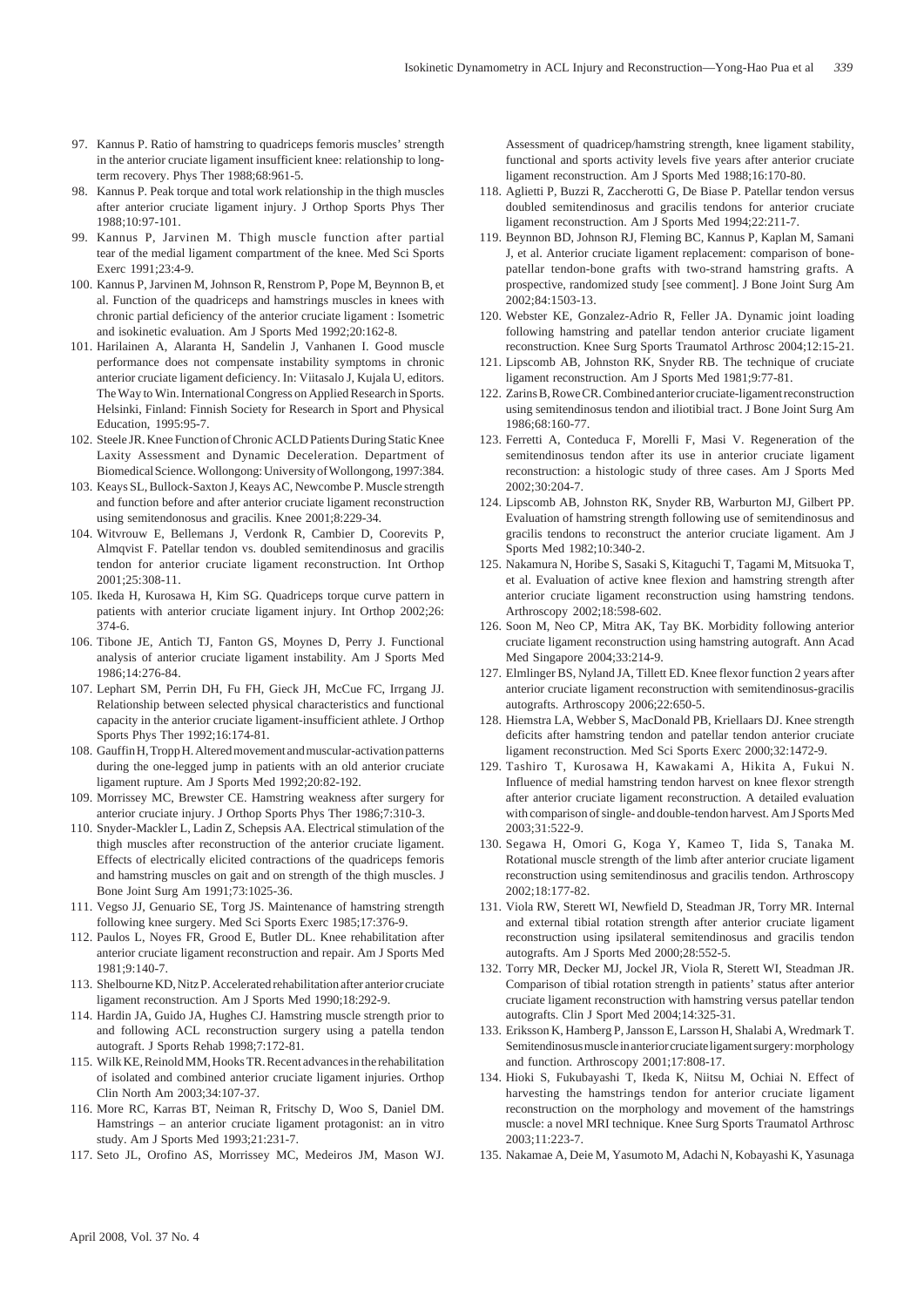97. Kannus P. Ratio of hamstring to quadriceps femoris muscles' strength in the anterior cruciate ligament insufficient knee: relationship to long-term recovery. Phys Ther 1988;68:961-5.
98. Kannus P. Peak torque and total work relationship in the thigh muscles after anterior cruciate ligament injury. J Orthop Sports Phys Ther 1988;10:97-101.
99. Kannus P, Jarvinen M. Thigh muscle function after partial tear of the medial ligament compartment of the knee. Med Sci Sports Exerc 1991;23:4-9.
100. Kannus P, Jarvinen M, Johnson R, Renstrom P, Pope M, Beynnon B, et al. Function of the quadriceps and hamstrings muscles in knees with chronic partial deficiency of the anterior cruciate ligament : Isometric and isokinetic evaluation. Am J Sports Med 1992;20:162-8.
101. Harilainen A, Alaranta H, Sandelin J, Vanhanen I. Good muscle performance does not compensate instability symptoms in chronic anterior cruciate ligament deficiency. In: Viitasalo J, Kujala U, editors. The Way to Win. International Congress on Applied Research in Sports. Helsinki, Finland: Finnish Society for Research in Sport and Physical Education, 1995:95-7.
102. Steele JR. Knee Function of Chronic ACLD Patients During Static Knee Laxity Assessment and Dynamic Deceleration. Department of Biomedical Science. Wollongong: University of Wollongong, 1997:384.
103. Keays SL, Bullock-Saxton J, Keays AC, Newcombe P. Muscle strength and function before and after anterior cruciate ligament reconstruction using semitendonosus and gracilis. Knee 2001;8:229-34.
104. Witvrouw E, Bellemans J, Verdonk R, Cambier D, Coorevits P, Almqvist F. Patellar tendon vs. doubled semitendinosus and gracilis tendon for anterior cruciate ligament reconstruction. Int Orthop 2001;25:308-11.
105. Ikeda H, Kurosawa H, Kim SG. Quadriceps torque curve pattern in patients with anterior cruciate ligament injury. Int Orthop 2002;26: 374-6.
106. Tibone JE, Antich TJ, Fanton GS, Moynes D, Perry J. Functional analysis of anterior cruciate ligament instability. Am J Sports Med 1986;14:276-84.
107. Lephart SM, Perrin DH, Fu FH, Gieck JH, McCue FC, Irrgang JJ. Relationship between selected physical characteristics and functional capacity in the anterior cruciate ligament-insufficient athlete. J Orthop Sports Phys Ther 1992;16:174-81.
108. Gauffin H, Tropp H. Altered movement and muscular-activation patterns during the one-legged jump in patients with an old anterior cruciate ligament rupture. Am J Sports Med 1992;20:82-192.
109. Morrissey MC, Brewster CE. Hamstring weakness after surgery for anterior cruciate injury. J Orthop Sports Phys Ther 1986;7:310-3.
110. Snyder-Mackler L, Ladin Z, Schepsis AA. Electrical stimulation of the thigh muscles after reconstruction of the anterior cruciate ligament. Effects of electrically elicited contractions of the quadriceps femoris and hamstring muscles on gait and on strength of the thigh muscles. J Bone Joint Surg Am 1991;73:1025-36.
111. Vegso JJ, Genuario SE, Torg JS. Maintenance of hamstring strength following knee surgery. Med Sci Sports Exerc 1985;17:376-9.
112. Paulos L, Noyes FR, Grood E, Butler DL. Knee rehabilitation after anterior cruciate ligament reconstruction and repair. Am J Sports Med 1981;9:140-7.
113. Shelbourne KD, Nitz P. Accelerated rehabilitation after anterior cruciate ligament reconstruction. Am J Sports Med 1990;18:292-9.
114. Hardin JA, Guido JA, Hughes CJ. Hamstring muscle strength prior to and following ACL reconstruction surgery using a patella tendon autograft. J Sports Rehab 1998;7:172-81.
115. Wilk KE, Reinold MM, Hooks TR. Recent advances in the rehabilitation of isolated and combined anterior cruciate ligament injuries. Orthop Clin North Am 2003;34:107-37.
116. More RC, Karras BT, Neiman R, Fritschy D, Woo S, Daniel DM. Hamstrings – an anterior cruciate ligament protagonist: an in vitro study. Am J Sports Med 1993;21:231-7.
117. Seto JL, Orofino AS, Morrissey MC, Medeiros JM, Mason WJ. Assessment of quadricep/hamstring strength, knee ligament stability, functional and sports activity levels five years after anterior cruciate ligament reconstruction. Am J Sports Med 1988;16:170-80.
118. Aglietti P, Buzzi R, Zaccherotti G, De Biase P. Patellar tendon versus doubled semitendinosus and gracilis tendons for anterior cruciate ligament reconstruction. Am J Sports Med 1994;22:211-7.
119. Beynnon BD, Johnson RJ, Fleming BC, Kannus P, Kaplan M, Samani J, et al. Anterior cruciate ligament replacement: comparison of bone-patellar tendon-bone grafts with two-strand hamstring grafts. A prospective, randomized study [see comment]. J Bone Joint Surg Am 2002;84:1503-13.
120. Webster KE, Gonzalez-Adrio R, Feller JA. Dynamic joint loading following hamstring and patellar tendon anterior cruciate ligament reconstruction. Knee Surg Sports Traumatol Arthrosc 2004;12:15-21.
121. Lipscomb AB, Johnston RK, Snyder RB. The technique of cruciate ligament reconstruction. Am J Sports Med 1981;9:77-81.
122. Zarins B, Rowe CR. Combined anterior cruciate-ligament reconstruction using semitendinosus tendon and iliotibial tract. J Bone Joint Surg Am 1986;68:160-77.
123. Ferretti A, Conteduca F, Morelli F, Masi V. Regeneration of the semitendinosus tendon after its use in anterior cruciate ligament reconstruction: a histologic study of three cases. Am J Sports Med 2002;30:204-7.
124. Lipscomb AB, Johnston RK, Snyder RB, Warburton MJ, Gilbert PP. Evaluation of hamstring strength following use of semitendinosus and gracilis tendons to reconstruct the anterior cruciate ligament. Am J Sports Med 1982;10:340-2.
125. Nakamura N, Horibe S, Sasaki S, Kitaguchi T, Tagami M, Mitsuoka T, et al. Evaluation of active knee flexion and hamstring strength after anterior cruciate ligament reconstruction using hamstring tendons. Arthroscopy 2002;18:598-602.
126. Soon M, Neo CP, Mitra AK, Tay BK. Morbidity following anterior cruciate ligament reconstruction using hamstring autograft. Ann Acad Med Singapore 2004;33:214-9.
127. Elmlinger BS, Nyland JA, Tillett ED. Knee flexor function 2 years after anterior cruciate ligament reconstruction with semitendinosus-gracilis autografts. Arthroscopy 2006;22:650-5.
128. Hiemstra LA, Webber S, MacDonald PB, Kriellaars DJ. Knee strength deficits after hamstring tendon and patellar tendon anterior cruciate ligament reconstruction. Med Sci Sports Exerc 2000;32:1472-9.
129. Tashiro T, Kurosawa H, Kawakami A, Hikita A, Fukui N. Influence of medial hamstring tendon harvest on knee flexor strength after anterior cruciate ligament reconstruction. A detailed evaluation with comparison of single- and double-tendon harvest. Am J Sports Med 2003;31:522-9.
130. Segawa H, Omori G, Koga Y, Kameo T, Iida S, Tanaka M. Rotational muscle strength of the limb after anterior cruciate ligament reconstruction using semitendinosus and gracilis tendon. Arthroscopy 2002;18:177-82.
131. Viola RW, Sterett WI, Newfield D, Steadman JR, Torry MR. Internal and external tibial rotation strength after anterior cruciate ligament reconstruction using ipsilateral semitendinosus and gracilis tendon autografts. Am J Sports Med 2000;28:552-5.
132. Torry MR, Decker MJ, Jockel JR, Viola R, Sterett WI, Steadman JR. Comparison of tibial rotation strength in patients' status after anterior cruciate ligament reconstruction with hamstring versus patellar tendon autografts. Clin J Sport Med 2004;14:325-31.
133. Eriksson K, Hamberg P, Jansson E, Larsson H, Shalabi A, Wredmark T. Semitendinosus muscle in anterior cruciate ligament surgery: morphology and function. Arthroscopy 2001;17:808-17.
134. Hioki S, Fukubayashi T, Ikeda K, Niitsu M, Ochiai N. Effect of harvesting the hamstrings tendon for anterior cruciate ligament reconstruction on the morphology and movement of the hamstrings muscle: a novel MRI technique. Knee Surg Sports Traumatol Arthrosc 2003;11:223-7.
135. Nakamae A, Deie M, Yasumoto M, Adachi N, Kobayashi K, Yasunaga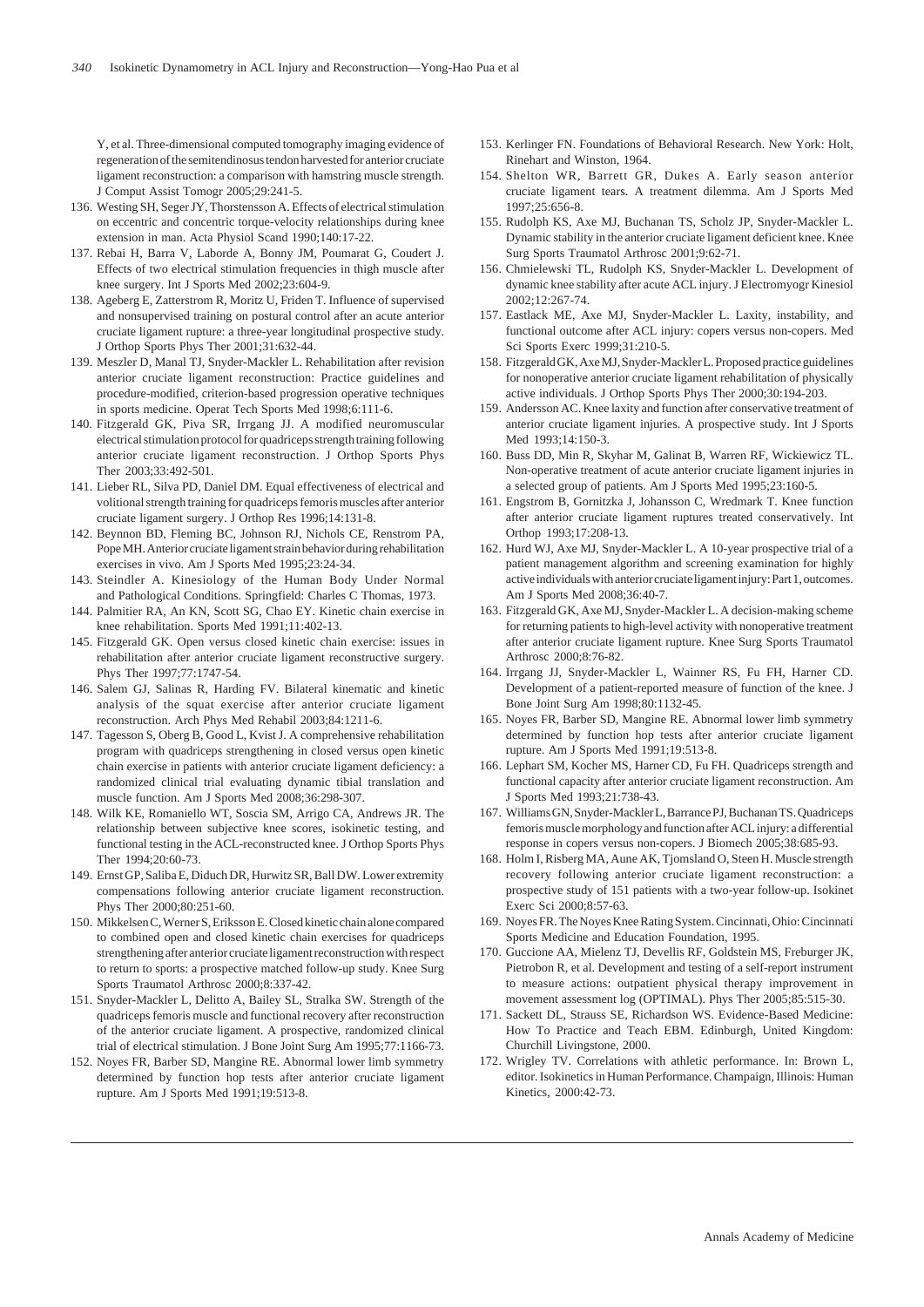Y, et al. Three-dimensional computed tomography imaging evidence of regeneration of the semitendinosus tendon harvested for anterior cruciate ligament reconstruction: a comparison with hamstring muscle strength. J Comput Assist Tomogr 2005;29:241-5.

136. Westing SH, Seger JY, Thorstensson A. Effects of electrical stimulation on eccentric and concentric torque-velocity relationships during knee extension in man. Acta Physiol Scand 1990;140:17-22.
137. Rebai H, Barra V, Laborde A, Bonny JM, Poumarat G, Coudert J. Effects of two electrical stimulation frequencies in thigh muscle after knee surgery. Int J Sports Med 2002;23:604-9.
138. Ageberg E, Zatterstrom R, Moritz U, Friden T. Influence of supervised and nonsupervised training on postural control after an acute anterior cruciate ligament rupture: a three-year longitudinal prospective study. J Orthop Sports Phys Ther 2001;31:632-44.
139. Meszler D, Manal TJ, Snyder-Mackler L. Rehabilitation after revision anterior cruciate ligament reconstruction: Practice guidelines and procedure-modified, criterion-based progression operative techniques in sports medicine. Operat Tech Sports Med 1998;6:111-6.
140. Fitzgerald GK, Piva SR, Irrgang JJ. A modified neuromuscular electrical stimulation protocol for quadriceps strength training following anterior cruciate ligament reconstruction. J Orthop Sports Phys Ther 2003;33:492-501.
141. Lieber RL, Silva PD, Daniel DM. Equal effectiveness of electrical and volitional strength training for quadriceps femoris muscles after anterior cruciate ligament surgery. J Orthop Res 1996;14:131-8.
142. Beynnon BD, Fleming BC, Johnson RJ, Nichols CE, Renstrom PA, Pope MH. Anterior cruciate ligament strain behavior during rehabilitation exercises in vivo. Am J Sports Med 1995;23:24-34.
143. Steindler A. Kinesiology of the Human Body Under Normal and Pathological Conditions. Springfield: Charles C Thomas, 1973.
144. Palmitier RA, An KN, Scott SG, Chao EY. Kinetic chain exercise in knee rehabilitation. Sports Med 1991;11:402-13.
145. Fitzgerald GK. Open versus closed kinetic chain exercise: issues in rehabilitation after anterior cruciate ligament reconstructive surgery. Phys Ther 1997;77:1747-54.
146. Salem GJ, Salinas R, Harding FV. Bilateral kinematic and kinetic analysis of the squat exercise after anterior cruciate ligament reconstruction. Arch Phys Med Rehabil 2003;84:1211-6.
147. Tagesson S, Oberg B, Good L, Kvist J. A comprehensive rehabilitation program with quadriceps strengthening in closed versus open kinetic chain exercise in patients with anterior cruciate ligament deficiency: a randomized clinical trial evaluating dynamic tibial translation and muscle function. Am J Sports Med 2008;36:298-307.
148. Wilk KE, Romaniello WT, Soscia SM, Arrigo CA, Andrews JR. The relationship between subjective knee scores, isokinetic testing, and functional testing in the ACL-reconstructed knee. J Orthop Sports Phys Ther 1994;20:60-73.
149. Ernst GP, Saliba E, Diduch DR, Hurwitz SR, Ball DW. Lower extremity compensations following anterior cruciate ligament reconstruction. Phys Ther 2000;80:251-60.
150. Mikkelsen C, Werner S, Eriksson E. Closed kinetic chain alone compared to combined open and closed kinetic chain exercises for quadriceps strengthening after anterior cruciate ligament reconstruction with respect to return to sports: a prospective matched follow-up study. Knee Surg Sports Traumatol Arthrosc 2000;8:337-42.
151. Snyder-Mackler L, Delitto A, Bailey SL, Stralka SW. Strength of the quadriceps femoris muscle and functional recovery after reconstruction of the anterior cruciate ligament. A prospective, randomized clinical trial of electrical stimulation. J Bone Joint Surg Am 1995;77:1166-73.
152. Noyes FR, Barber SD, Mangine RE. Abnormal lower limb symmetry determined by function hop tests after anterior cruciate ligament rupture. Am J Sports Med 1991;19:513-8.
153. Kerlinger FN. Foundations of Behavioral Research. New York: Holt, Rinehart and Winston, 1964.
154. Shelton WR, Barrett GR, Dukes A. Early season anterior cruciate ligament tears. A treatment dilemma. Am J Sports Med 1997;25:656-8.
155. Rudolph KS, Axe MJ, Buchanan TS, Scholz JP, Snyder-Mackler L. Dynamic stability in the anterior cruciate ligament deficient knee. Knee Surg Sports Traumatol Arthrosc 2001;9:62-71.
156. Chmielewski TL, Rudolph KS, Snyder-Mackler L. Development of dynamic knee stability after acute ACL injury. J Electromyogr Kinesiol 2002;12:267-74.
157. Eastlack ME, Axe MJ, Snyder-Mackler L. Laxity, instability, and functional outcome after ACL injury: copers versus non-copers. Med Sci Sports Exerc 1999;31:210-5.
158. Fitzgerald GK, Axe MJ, Snyder-Mackler L. Proposed practice guidelines for nonoperative anterior cruciate ligament rehabilitation of physically active individuals. J Orthop Sports Phys Ther 2000;30:194-203.
159. Andersson AC. Knee laxity and function after conservative treatment of anterior cruciate ligament injuries. A prospective study. Int J Sports Med 1993;14:150-3.
160. Buss DD, Min R, Skyhar M, Galinat B, Warren RF, Wickiewicz TL. Non-operative treatment of acute anterior cruciate ligament injuries in a selected group of patients. Am J Sports Med 1995;23:160-5.
161. Engstrom B, Gornitzka J, Johansson C, Wredmark T. Knee function after anterior cruciate ligament ruptures treated conservatively. Int Orthop 1993;17:208-13.
162. Hurd WJ, Axe MJ, Snyder-Mackler L. A 10-year prospective trial of a patient management algorithm and screening examination for highly active individuals with anterior cruciate ligament injury: Part 1, outcomes. Am J Sports Med 2008;36:40-7.
163. Fitzgerald GK, Axe MJ, Snyder-Mackler L. A decision-making scheme for returning patients to high-level activity with nonoperative treatment after anterior cruciate ligament rupture. Knee Surg Sports Traumatol Arthrosc 2000;8:76-82.
164. Irrgang JJ, Snyder-Mackler L, Wainner RS, Fu FH, Harner CD. Development of a patient-reported measure of function of the knee. J Bone Joint Surg Am 1998;80:1132-45.
165. Noyes FR, Barber SD, Mangine RE. Abnormal lower limb symmetry determined by function hop tests after anterior cruciate ligament rupture. Am J Sports Med 1991;19:513-8.
166. Lephart SM, Kocher MS, Harner CD, Fu FH. Quadriceps strength and functional capacity after anterior cruciate ligament reconstruction. Am J Sports Med 1993;21:738-43.
167. Williams GN, Snyder-Mackler L, Barrance PJ, Buchanan TS. Quadriceps femoris muscle morphology and function after ACL injury: a differential response in copers versus non-copers. J Biomech 2005;38:685-93.
168. Holm I, Risberg MA, Aune AK, Tjomsland O, Steen H. Muscle strength recovery following anterior cruciate ligament reconstruction: a prospective study of 151 patients with a two-year follow-up. Isokinet Exerc Sci 2000;8:57-63.
169. Noyes FR. The Noyes Knee Rating System. Cincinnati, Ohio: Cincinnati Sports Medicine and Education Foundation, 1995.
170. Guccione AA, Mielenz TJ, Devellis RF, Goldstein MS, Freburger JK, Pietrobon R, et al. Development and testing of a self-report instrument to measure actions: outpatient physical therapy improvement in movement assessment log (OPTIMAL). Phys Ther 2005;85:515-30.
171. Sackett DL, Strauss SE, Richardson WS. Evidence-Based Medicine: How To Practice and Teach EBM. Edinburgh, United Kingdom: Churchill Livingstone, 2000.
172. Wrigley TV. Correlations with athletic performance. In: Brown L, editor. Isokinetics in Human Performance. Champaign, Illinois: Human Kinetics, 2000:42-73.